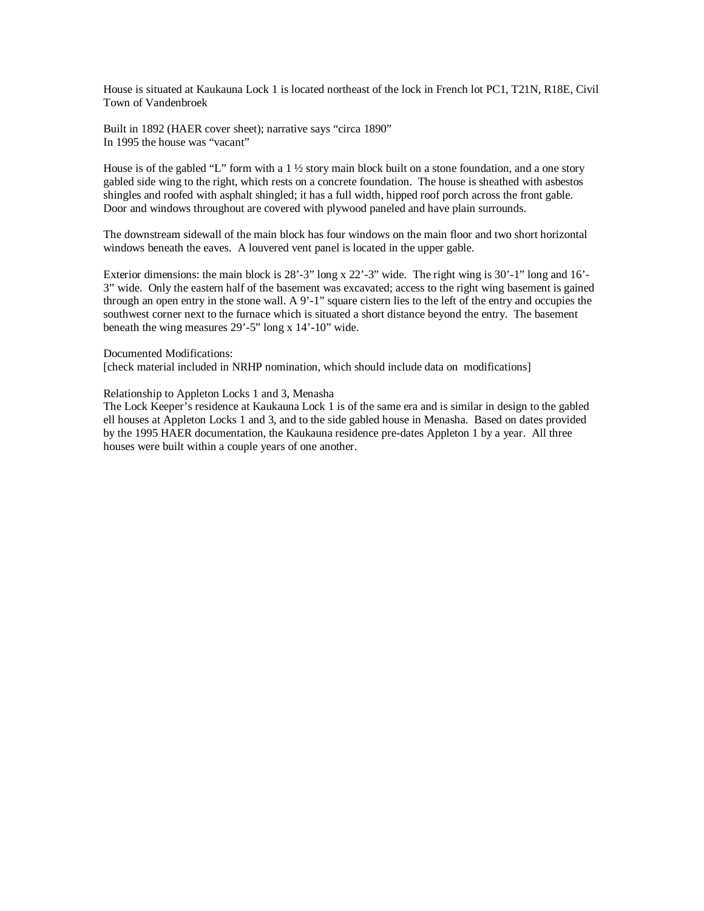House is situated at Kaukauna Lock 1 is located northeast of the lock in French lot PC1, T21N, R18E, Civil Town of Vandenbroek

Built in 1892 (HAER cover sheet); narrative says "circa 1890"
In 1995 the house was "vacant"

House is of the gabled "L" form with a 1 ½ story main block built on a stone foundation, and a one story gabled side wing to the right, which rests on a concrete foundation. The house is sheathed with asbestos shingles and roofed with asphalt shingled; it has a full width, hipped roof porch across the front gable. Door and windows throughout are covered with plywood paneled and have plain surrounds.

The downstream sidewall of the main block has four windows on the main floor and two short horizontal windows beneath the eaves. A louvered vent panel is located in the upper gable.

Exterior dimensions: the main block is 28'-3" long x 22'-3" wide. The right wing is 30'-1" long and 16'-3" wide. Only the eastern half of the basement was excavated; access to the right wing basement is gained through an open entry in the stone wall. A 9'-1" square cistern lies to the left of the entry and occupies the southwest corner next to the furnace which is situated a short distance beyond the entry. The basement beneath the wing measures 29'-5" long x 14'-10" wide.

Documented Modifications:
[check material included in NRHP nomination, which should include data on modifications]

Relationship to Appleton Locks 1 and 3, Menasha
The Lock Keeper's residence at Kaukauna Lock 1 is of the same era and is similar in design to the gabled ell houses at Appleton Locks 1 and 3, and to the side gabled house in Menasha. Based on dates provided by the 1995 HAER documentation, the Kaukauna residence pre-dates Appleton 1 by a year. All three houses were built within a couple years of one another.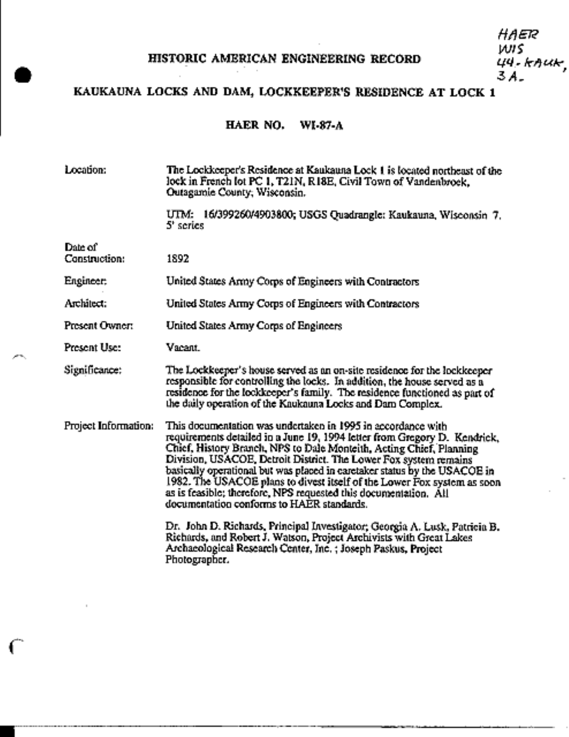HAER
WIS
44-KAUK,
3A-

# HISTORIC AMERICAN ENGINEERING RECORD

## KAUKAUNA LOCKS AND DAM, LOCKKEEPER'S RESIDENCE AT LOCK 1

### HAER NO. WI-87-A

**Location:** The Lockkeeper's Residence at Kaukauna Lock 1 is located northeast of the lock in French lot PC 1, T21N, R18E, Civil Town of Vandenbroek, Outagamie County, Wisconsin.

UTM: 16/399260/4903800; USGS Quadrangle: Kaukauna, Wisconsin 7.5' series

**Date of Construction:** 1892

**Engineer:** United States Army Corps of Engineers with Contractors

**Architect:** United States Army Corps of Engineers with Contractors

**Present Owner:** United States Army Corps of Engineers

**Present Use:** Vacant.

**Significance:** The Lockkeeper's house served as an on-site residence for the lockkeeper responsible for controlling the locks. In addition, the house served as a residence for the lockkeeper's family. The residence functioned as part of the daily operation of the Kaukauna Locks and Dam Complex.

**Project Information:** This documentation was undertaken in 1995 in accordance with requirements detailed in a June 19, 1994 letter from Gregory D. Kendrick, Chief, History Branch, NPS to Dale Monteith, Acting Chief, Planning Division, USACOE, Detroit District. The Lower Fox system remains basically operational but was placed in caretaker status by the USACOE in 1982. The USACOE plans to divest itself of the Lower Fox system as soon as is feasible; therefore, NPS requested this documentation. All documentation conforms to HAER standards.

Dr. John D. Richards, Principal Investigator; Georgia A. Lusk, Patricia B. Richards, and Robert J. Watson, Project Archivists with Great Lakes Archaeological Research Center, Inc. ; Joseph Paskus, Project Photographer.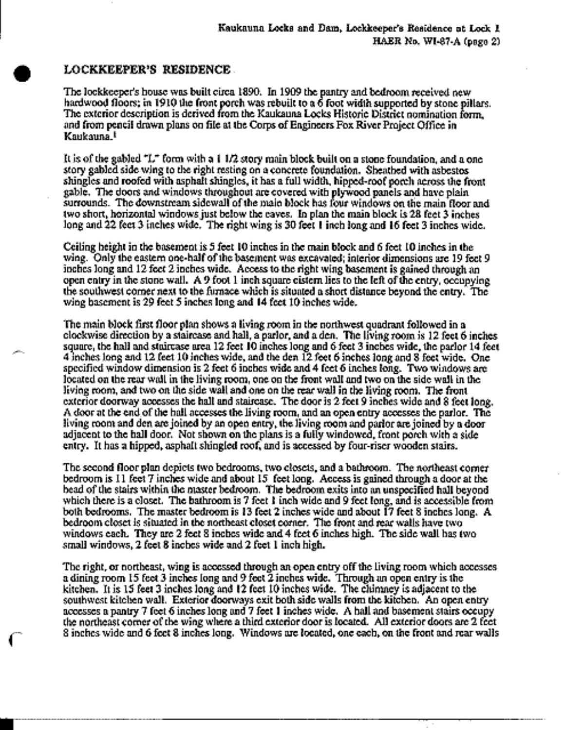## LOCKKEEPER'S RESIDENCE

The lockkeeper's house was built circa 1890. In 1909 the pantry and bedroom received new hardwood floors; in 1910 the front porch was rebuilt to a 6 foot width supported by stone pillars. The exterior description is derived from the Kaukauna Locks Historic District nomination form, and from pencil drawn plans on file at the Corps of Engineers Fox River Project Office in Kaukauna.[1]

It is of the gabled "L" form with a 1 1/2 story main block built on a stone foundation, and a one story gabled side wing to the right resting on a concrete foundation. Sheathed with asbestos shingles and roofed with asphalt shingles, it has a full width, hipped-roof porch across the front gable. The doors and windows throughout are covered with plywood panels and have plain surrounds. The downstream sidewall of the main block has four windows on the main floor and two short, horizontal windows just below the eaves. In plan the main block is 28 feet 3 inches long and 22 feet 3 inches wide. The right wing is 30 feet 1 inch long and 16 feet 3 inches wide.

Ceiling height in the basement is 5 feet 10 inches in the main block and 6 feet 10 inches in the wing. Only the eastern one-half of the basement was excavated; interior dimensions are 19 feet 9 inches long and 12 feet 2 inches wide. Access to the right wing basement is gained through an open entry in the stone wall. A 9 foot 1 inch square cistern lies to the left of the entry, occupying the southwest corner next to the furnace which is situated a short distance beyond the entry. The wing basement is 29 feet 5 inches long and 14 feet 10 inches wide.

The main block first floor plan shows a living room in the northwest quadrant followed in a clockwise direction by a staircase and hall, a parlor, and a den. The living room is 12 feet 6 inches square, the hall and staircase area 12 feet 10 inches long and 6 feet 3 inches wide, the parlor 14 feet 4 inches long and 12 feet 10 inches wide, and the den 12 feet 6 inches long and 8 feet wide. One specified window dimension is 2 feet 6 inches wide and 4 feet 6 inches long. Two windows are located on the rear wall in the living room, one on the front wall and two on the side wall in the living room, and two on the side wall and one on the rear wall in the living room. The front exterior doorway accesses the hall and staircase. The door is 2 feet 9 inches wide and 8 feet long. A door at the end of the hall accesses the living room, and an open entry accesses the parlor. The living room and den are joined by an open entry, the living room and parlor are joined by a door adjacent to the hall door. Not shown on the plans is a fully windowed, front porch with a side entry. It has a hipped, asphalt shingled roof, and is accessed by four-riser wooden stairs.

The second floor plan depicts two bedrooms, two closets, and a bathroom. The northeast corner bedroom is 11 feet 7 inches wide and about 15 feet long. Access is gained through a door at the head of the stairs within the master bedroom. The bedroom exits into an unspecified hall beyond which there is a closet. The bathroom is 7 feet 1 inch wide and 9 feet long, and is accessible from both bedrooms. The master bedroom is 13 feet 2 inches wide and about 17 feet 8 inches long. A bedroom closet is situated in the northeast closet corner. The front and rear walls have two windows each. They are 2 feet 8 inches wide and 4 feet 6 inches high. The side wall has two small windows, 2 feet 8 inches wide and 2 feet 1 inch high.

The right, or northeast, wing is accessed through an open entry off the living room which accesses a dining room 15 feet 3 inches long and 9 feet 2 inches wide. Through an open entry is the kitchen. It is 15 feet 3 inches long and 12 feet 10 inches wide. The chimney is adjacent to the southwest kitchen wall. Exterior doorways exit both side walls from the kitchen. An open entry accesses a pantry 7 feet 6 inches long and 7 feet 1 inches wide. A hall and basement stairs occupy the northeast corner of the wing where a third exterior door is located. All exterior doors are 2 feet 8 inches wide and 6 feet 8 inches long. Windows are located, one each, on the front and rear walls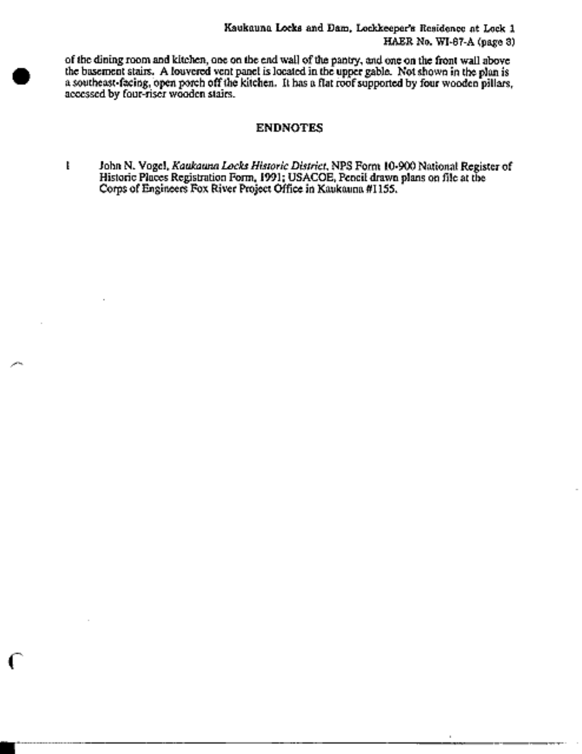of the dining room and kitchen, one on the end wall of the pantry, and one on the front wall above the basement stairs. A louvered vent panel is located in the upper gable. Not shown in the plan is a southeast-facing, open porch off the kitchen. It has a flat roof supported by four wooden pillars, accessed by four-riser wooden stairs.

## ENDNOTES

1 John N. Vogel, *Kaukauna Locks Historic District*, NPS Form 10-900 National Register of Historic Places Registration Form, 1991; USACOE, Pencil drawn plans on file at the Corps of Engineers Fox River Project Office in Kaukauna #1155.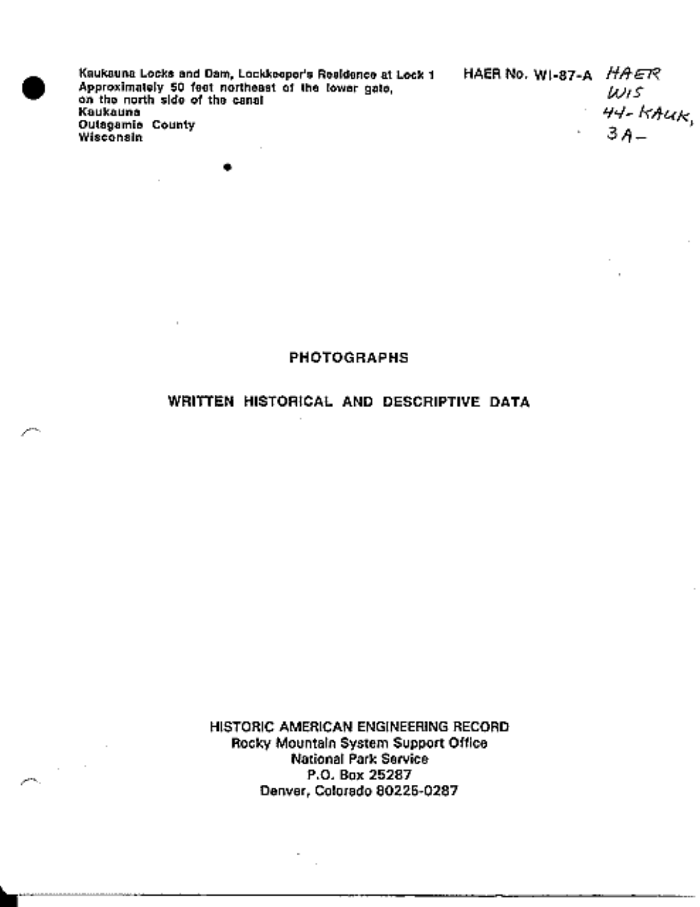Kaukauna Locks and Dam, Lockkeeper's Residence at Lock 1
Approximately 50 feet northeast of the lower gate,
on the north side of the canal
Kaukauna
Outagamie County
Wisconsin

HAER No. WI-87-A

HAER
WIS
44-KAUK,
3A-

## PHOTOGRAPHS

## WRITTEN HISTORICAL AND DESCRIPTIVE DATA

HISTORIC AMERICAN ENGINEERING RECORD
Rocky Mountain System Support Office
National Park Service
P.O. Box 25287
Denver, Colorado 80225-0287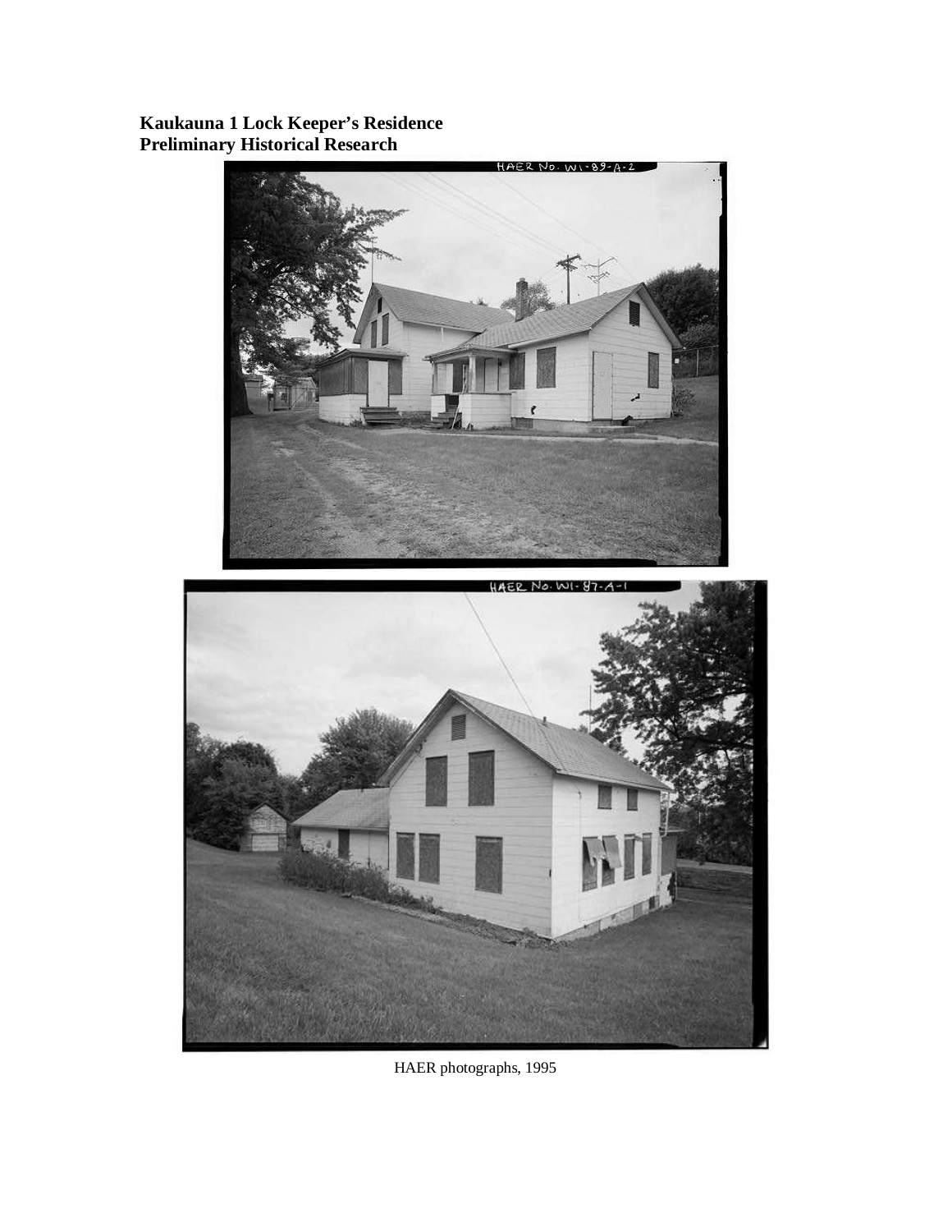HAER photographs, 1995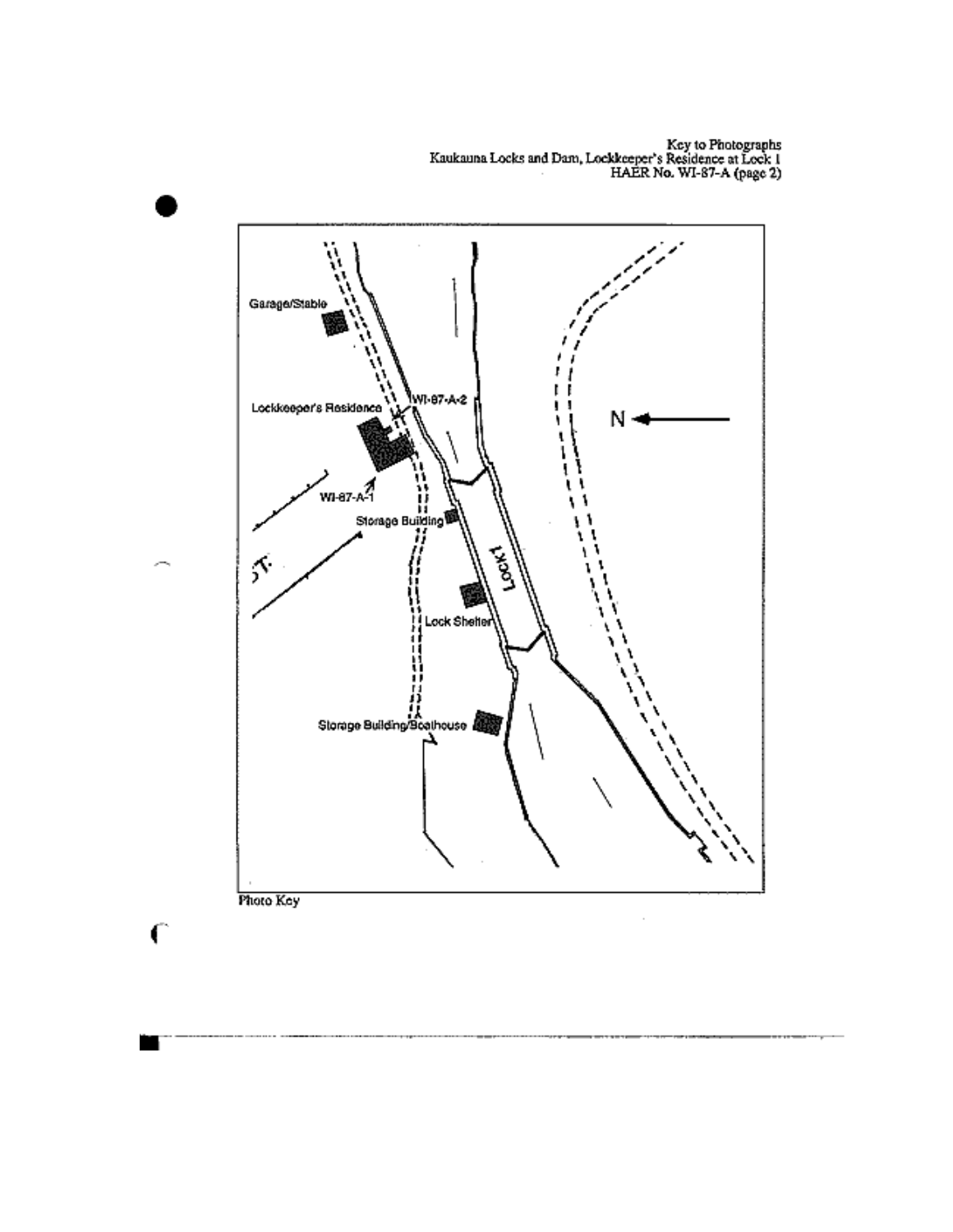Key to Photographs
Kaukauna Locks and Dam, Lockkeeper's Residence at Lock 1
HAER No. WI-87-A (page 2)

Garage/Stable

Lockkeeper's Residence

WI-87-A-2

WI-87-A-1

N

Storage Building

Lock 1

Lock Shelter

Storage Building/Boathouse

Photo Key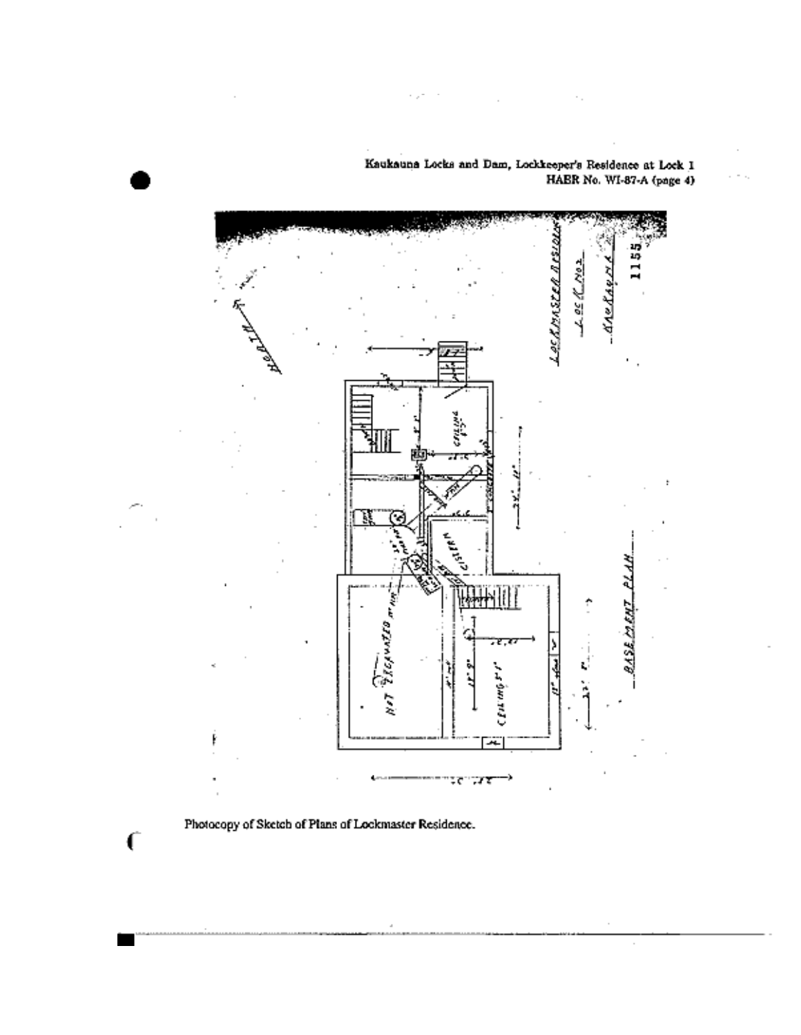Photocopy of Sketch of Plans of Lockmaster Residence.